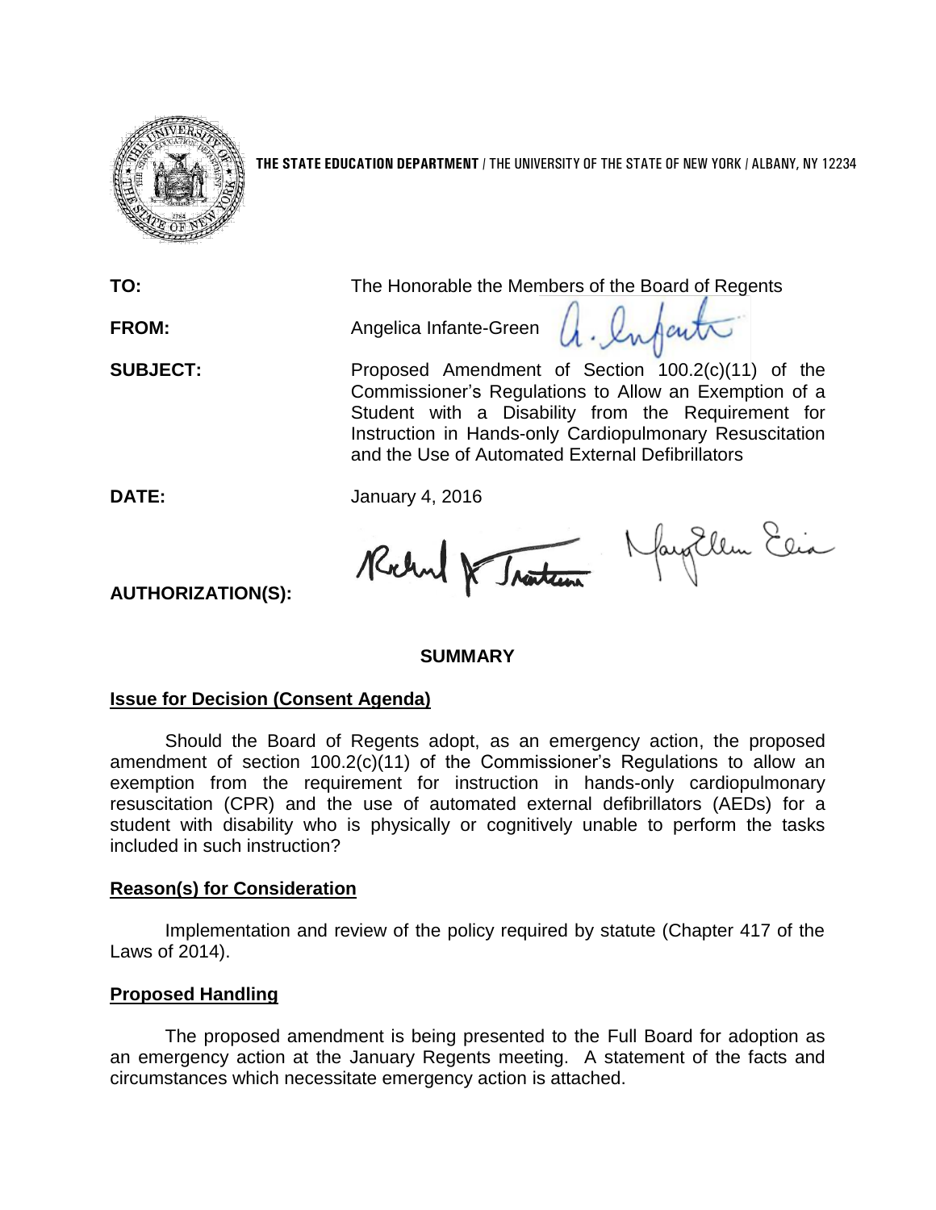**THE STATE EDUCATION DEPARTMENT** / THE UNIVERSITY OF THE STATE OF NEW YORK / ALBANY, NY 12234

**TO:** The Honorable the Members of the Board of Regents

**FROM:** Angelica Infante-Green

**SUBJECT:** Proposed Amendment of Section 100.2(c)(11) of the Commissioner's Regulations to Allow an Exemption of a Student with a Disability from the Requirement for Instruction in Hands-only Cardiopulmonary Resuscitation and the Use of Automated External Defibrillators

**DATE:** January 4, 2016

**AUTHORIZATION(S):**

## SUMMARY

### Issue for Decision (Consent Agenda)

Should the Board of Regents adopt, as an emergency action, the proposed amendment of section 100.2(c)(11) of the Commissioner's Regulations to allow an exemption from the requirement for instruction in hands-only cardiopulmonary resuscitation (CPR) and the use of automated external defibrillators (AEDs) for a student with disability who is physically or cognitively unable to perform the tasks included in such instruction?

### Reason(s) for Consideration

Implementation and review of the policy required by statute (Chapter 417 of the Laws of 2014).

### Proposed Handling

The proposed amendment is being presented to the Full Board for adoption as an emergency action at the January Regents meeting. A statement of the facts and circumstances which necessitate emergency action is attached.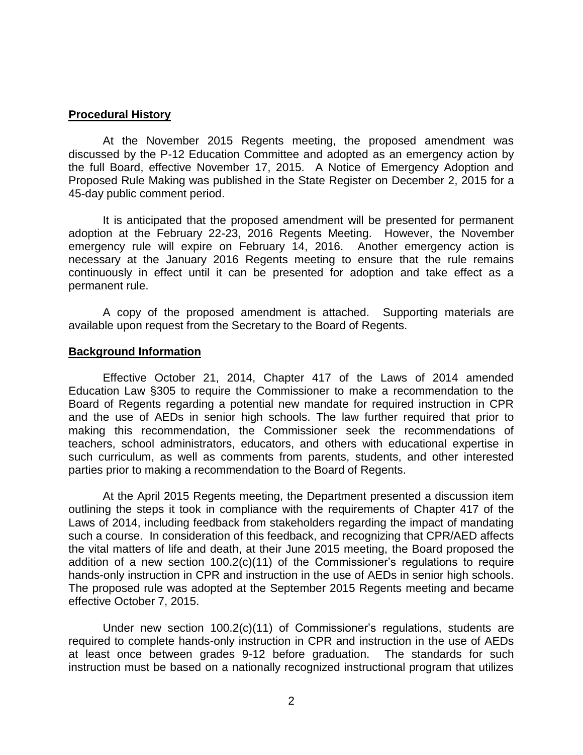## Procedural History

At the November 2015 Regents meeting, the proposed amendment was discussed by the P-12 Education Committee and adopted as an emergency action by the full Board, effective November 17, 2015. A Notice of Emergency Adoption and Proposed Rule Making was published in the State Register on December 2, 2015 for a 45-day public comment period.

It is anticipated that the proposed amendment will be presented for permanent adoption at the February 22-23, 2016 Regents Meeting. However, the November emergency rule will expire on February 14, 2016. Another emergency action is necessary at the January 2016 Regents meeting to ensure that the rule remains continuously in effect until it can be presented for adoption and take effect as a permanent rule.

A copy of the proposed amendment is attached. Supporting materials are available upon request from the Secretary to the Board of Regents.

## Background Information

Effective October 21, 2014, Chapter 417 of the Laws of 2014 amended Education Law §305 to require the Commissioner to make a recommendation to the Board of Regents regarding a potential new mandate for required instruction in CPR and the use of AEDs in senior high schools. The law further required that prior to making this recommendation, the Commissioner seek the recommendations of teachers, school administrators, educators, and others with educational expertise in such curriculum, as well as comments from parents, students, and other interested parties prior to making a recommendation to the Board of Regents.

At the April 2015 Regents meeting, the Department presented a discussion item outlining the steps it took in compliance with the requirements of Chapter 417 of the Laws of 2014, including feedback from stakeholders regarding the impact of mandating such a course. In consideration of this feedback, and recognizing that CPR/AED affects the vital matters of life and death, at their June 2015 meeting, the Board proposed the addition of a new section 100.2(c)(11) of the Commissioner's regulations to require hands-only instruction in CPR and instruction in the use of AEDs in senior high schools. The proposed rule was adopted at the September 2015 Regents meeting and became effective October 7, 2015.

Under new section 100.2(c)(11) of Commissioner's regulations, students are required to complete hands-only instruction in CPR and instruction in the use of AEDs at least once between grades 9-12 before graduation. The standards for such instruction must be based on a nationally recognized instructional program that utilizes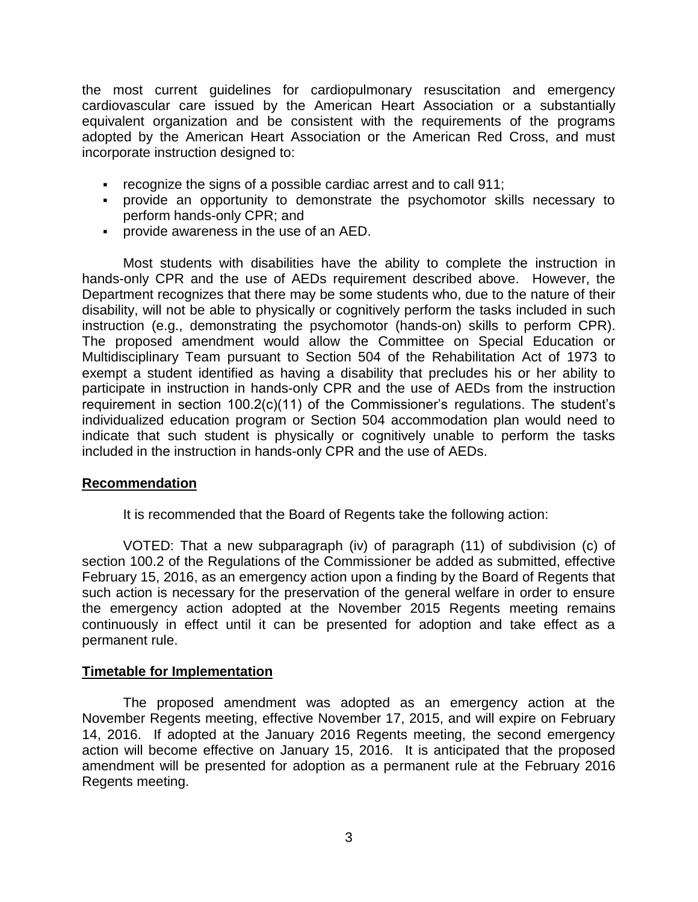the most current guidelines for cardiopulmonary resuscitation and emergency cardiovascular care issued by the American Heart Association or a substantially equivalent organization and be consistent with the requirements of the programs adopted by the American Heart Association or the American Red Cross, and must incorporate instruction designed to:

- recognize the signs of a possible cardiac arrest and to call 911;
- provide an opportunity to demonstrate the psychomotor skills necessary to perform hands-only CPR; and
- provide awareness in the use of an AED.

Most students with disabilities have the ability to complete the instruction in hands-only CPR and the use of AEDs requirement described above. However, the Department recognizes that there may be some students who, due to the nature of their disability, will not be able to physically or cognitively perform the tasks included in such instruction (e.g., demonstrating the psychomotor (hands-on) skills to perform CPR). The proposed amendment would allow the Committee on Special Education or Multidisciplinary Team pursuant to Section 504 of the Rehabilitation Act of 1973 to exempt a student identified as having a disability that precludes his or her ability to participate in instruction in hands-only CPR and the use of AEDs from the instruction requirement in section 100.2(c)(11) of the Commissioner's regulations. The student's individualized education program or Section 504 accommodation plan would need to indicate that such student is physically or cognitively unable to perform the tasks included in the instruction in hands-only CPR and the use of AEDs.

## Recommendation

It is recommended that the Board of Regents take the following action:

VOTED: That a new subparagraph (iv) of paragraph (11) of subdivision (c) of section 100.2 of the Regulations of the Commissioner be added as submitted, effective February 15, 2016, as an emergency action upon a finding by the Board of Regents that such action is necessary for the preservation of the general welfare in order to ensure the emergency action adopted at the November 2015 Regents meeting remains continuously in effect until it can be presented for adoption and take effect as a permanent rule.

## Timetable for Implementation

The proposed amendment was adopted as an emergency action at the November Regents meeting, effective November 17, 2015, and will expire on February 14, 2016. If adopted at the January 2016 Regents meeting, the second emergency action will become effective on January 15, 2016. It is anticipated that the proposed amendment will be presented for adoption as a permanent rule at the February 2016 Regents meeting.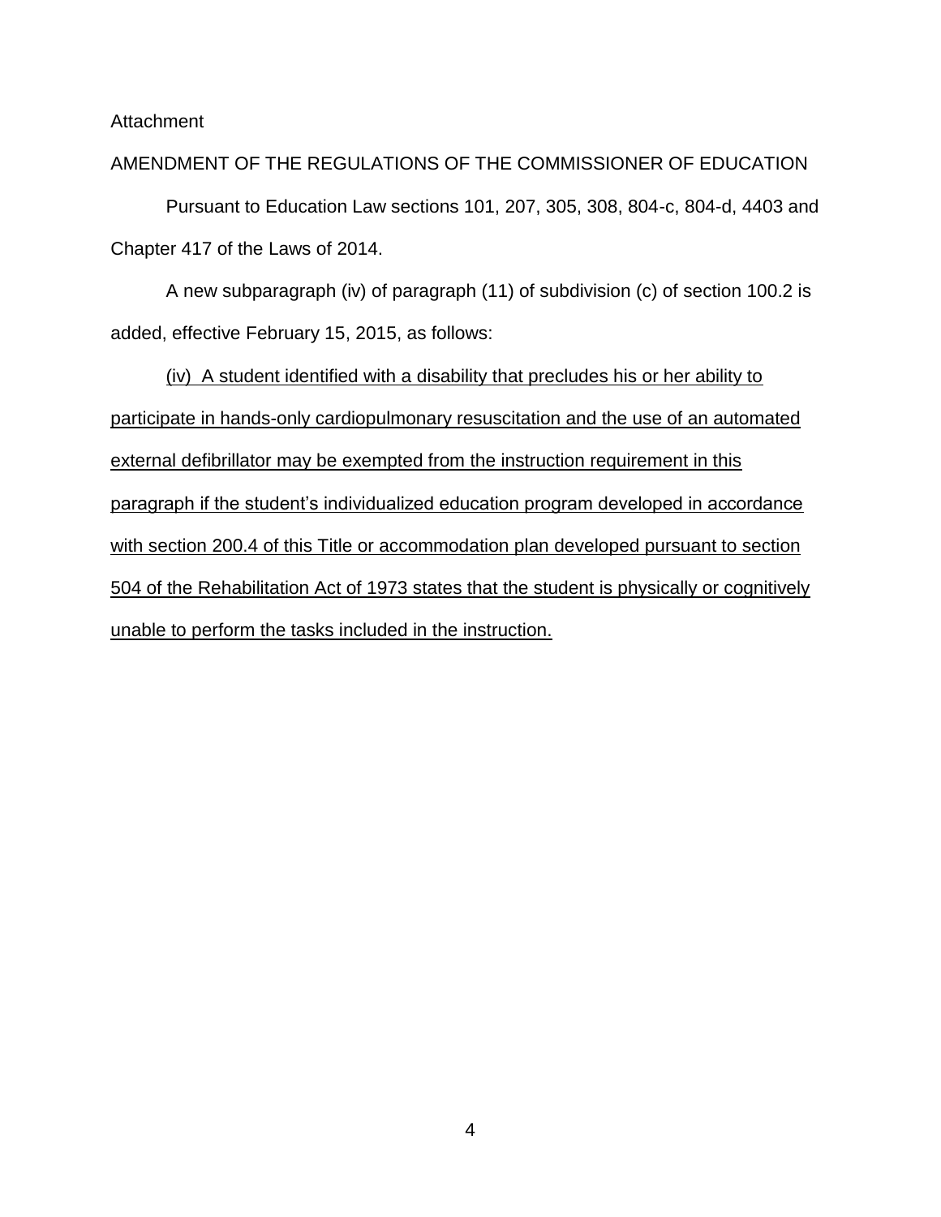Attachment

AMENDMENT OF THE REGULATIONS OF THE COMMISSIONER OF EDUCATION

Pursuant to Education Law sections 101, 207, 305, 308, 804-c, 804-d, 4403 and Chapter 417 of the Laws of 2014.

A new subparagraph (iv) of paragraph (11) of subdivision (c) of section 100.2 is added, effective February 15, 2015, as follows:

<u>(iv) A student identified with a disability that precludes his or her ability to participate in hands-only cardiopulmonary resuscitation and the use of an automated external defibrillator may be exempted from the instruction requirement in this paragraph if the student's individualized education program developed in accordance with section 200.4 of this Title or accommodation plan developed pursuant to section 504 of the Rehabilitation Act of 1973 states that the student is physically or cognitively unable to perform the tasks included in the instruction.</u>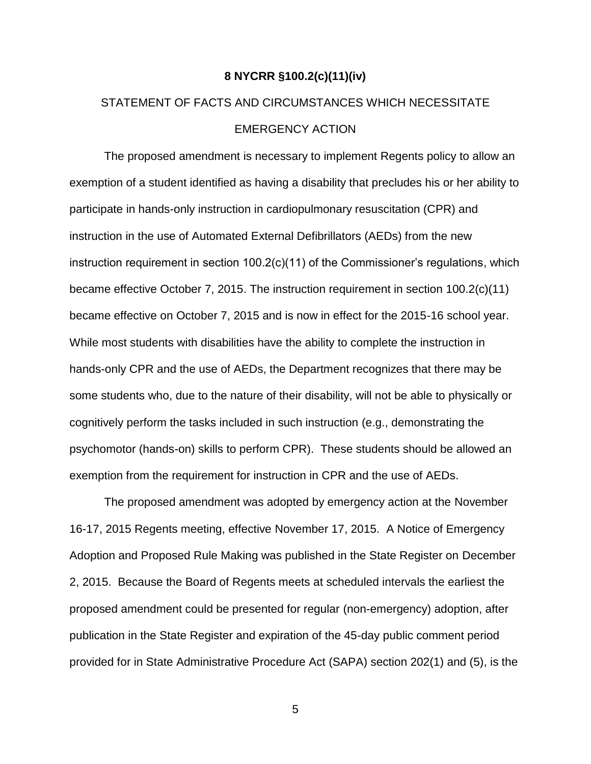**8 NYCRR §100.2(c)(11)(iv)**

STATEMENT OF FACTS AND CIRCUMSTANCES WHICH NECESSITATE EMERGENCY ACTION

The proposed amendment is necessary to implement Regents policy to allow an exemption of a student identified as having a disability that precludes his or her ability to participate in hands-only instruction in cardiopulmonary resuscitation (CPR) and instruction in the use of Automated External Defibrillators (AEDs) from the new instruction requirement in section 100.2(c)(11) of the Commissioner's regulations, which became effective October 7, 2015. The instruction requirement in section 100.2(c)(11) became effective on October 7, 2015 and is now in effect for the 2015-16 school year. While most students with disabilities have the ability to complete the instruction in hands-only CPR and the use of AEDs, the Department recognizes that there may be some students who, due to the nature of their disability, will not be able to physically or cognitively perform the tasks included in such instruction (e.g., demonstrating the psychomotor (hands-on) skills to perform CPR). These students should be allowed an exemption from the requirement for instruction in CPR and the use of AEDs.

The proposed amendment was adopted by emergency action at the November 16-17, 2015 Regents meeting, effective November 17, 2015. A Notice of Emergency Adoption and Proposed Rule Making was published in the State Register on December 2, 2015. Because the Board of Regents meets at scheduled intervals the earliest the proposed amendment could be presented for regular (non-emergency) adoption, after publication in the State Register and expiration of the 45-day public comment period provided for in State Administrative Procedure Act (SAPA) section 202(1) and (5), is the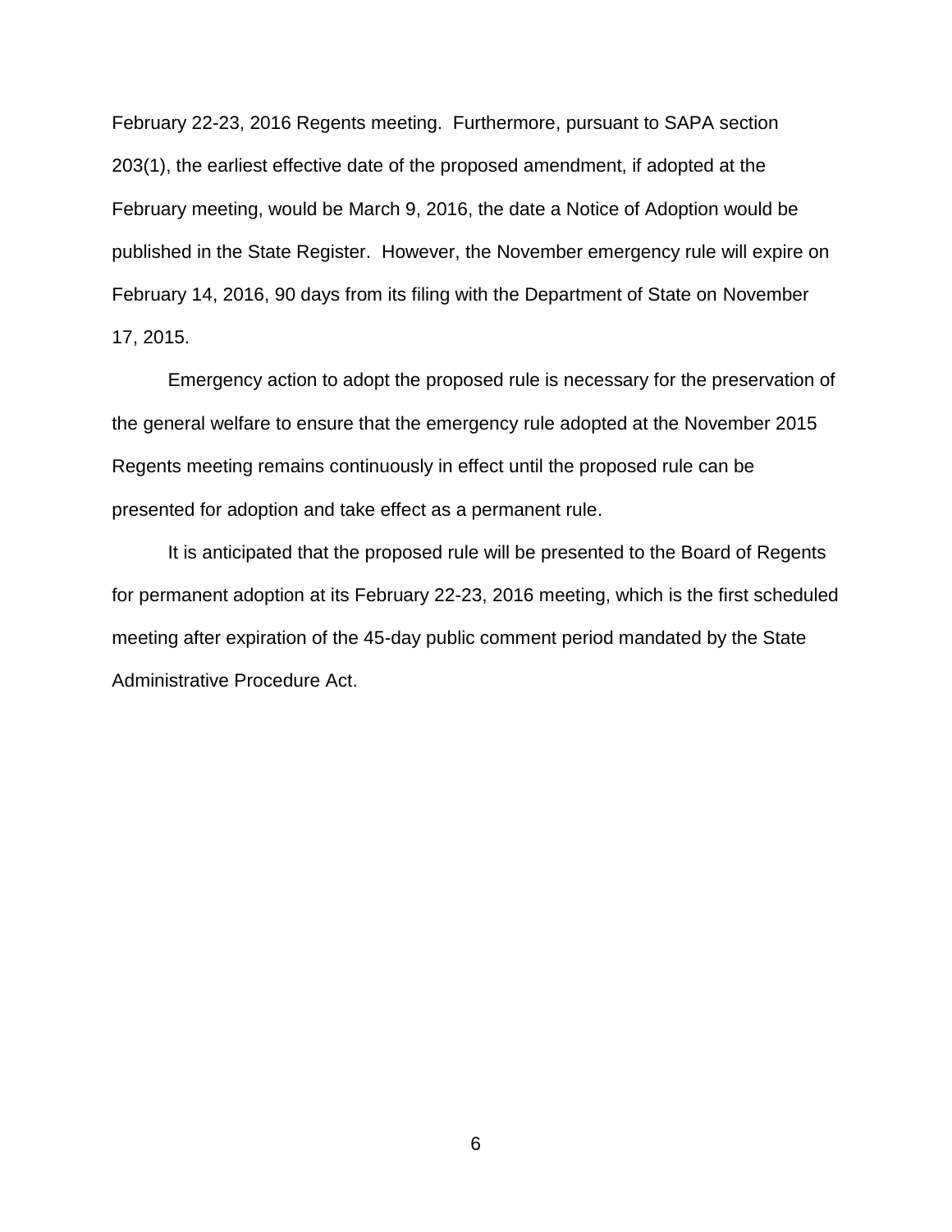February 22-23, 2016 Regents meeting. Furthermore, pursuant to SAPA section 203(1), the earliest effective date of the proposed amendment, if adopted at the February meeting, would be March 9, 2016, the date a Notice of Adoption would be published in the State Register. However, the November emergency rule will expire on February 14, 2016, 90 days from its filing with the Department of State on November 17, 2015.

Emergency action to adopt the proposed rule is necessary for the preservation of the general welfare to ensure that the emergency rule adopted at the November 2015 Regents meeting remains continuously in effect until the proposed rule can be presented for adoption and take effect as a permanent rule.

It is anticipated that the proposed rule will be presented to the Board of Regents for permanent adoption at its February 22-23, 2016 meeting, which is the first scheduled meeting after expiration of the 45-day public comment period mandated by the State Administrative Procedure Act.